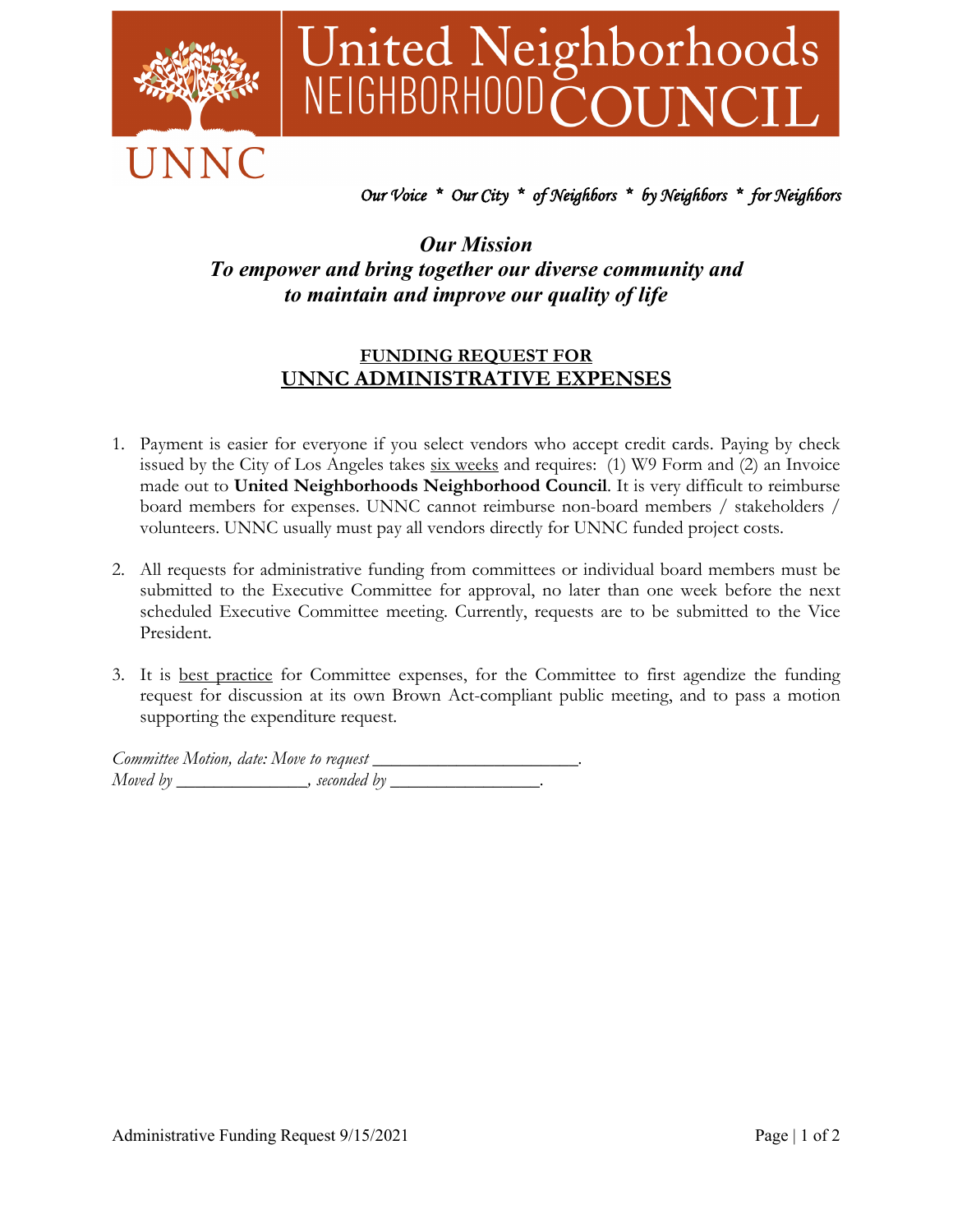# United Neighborhoods NEIGHBORHOOD COUNCIL

UNNC

*Our Voice * Our City * of Neighbors * by Neighbors * for Neighbors*

***Our Mission***
***To empower and bring together our diverse community and to maintain and improve our quality of life***

## FUNDING REQUEST FOR
## UNNC ADMINISTRATIVE EXPENSES

1. Payment is easier for everyone if you select vendors who accept credit cards. Paying by check issued by the City of Los Angeles takes six weeks and requires: (1) W9 Form and (2) an Invoice made out to **United Neighborhoods Neighborhood Council**. It is very difficult to reimburse board members for expenses. UNNC cannot reimburse non-board members / stakeholders / volunteers. UNNC usually must pay all vendors directly for UNNC funded project costs.

2. All requests for administrative funding from committees or individual board members must be submitted to the Executive Committee for approval, no later than one week before the next scheduled Executive Committee meeting. Currently, requests are to be submitted to the Vice President.

3. It is best practice for Committee expenses, for the Committee to first agendize the funding request for discussion at its own Brown Act-compliant public meeting, and to pass a motion supporting the expenditure request.

*Committee Motion, date: Move to request* ______________________.
*Moved by* ______________, *seconded by* ________________.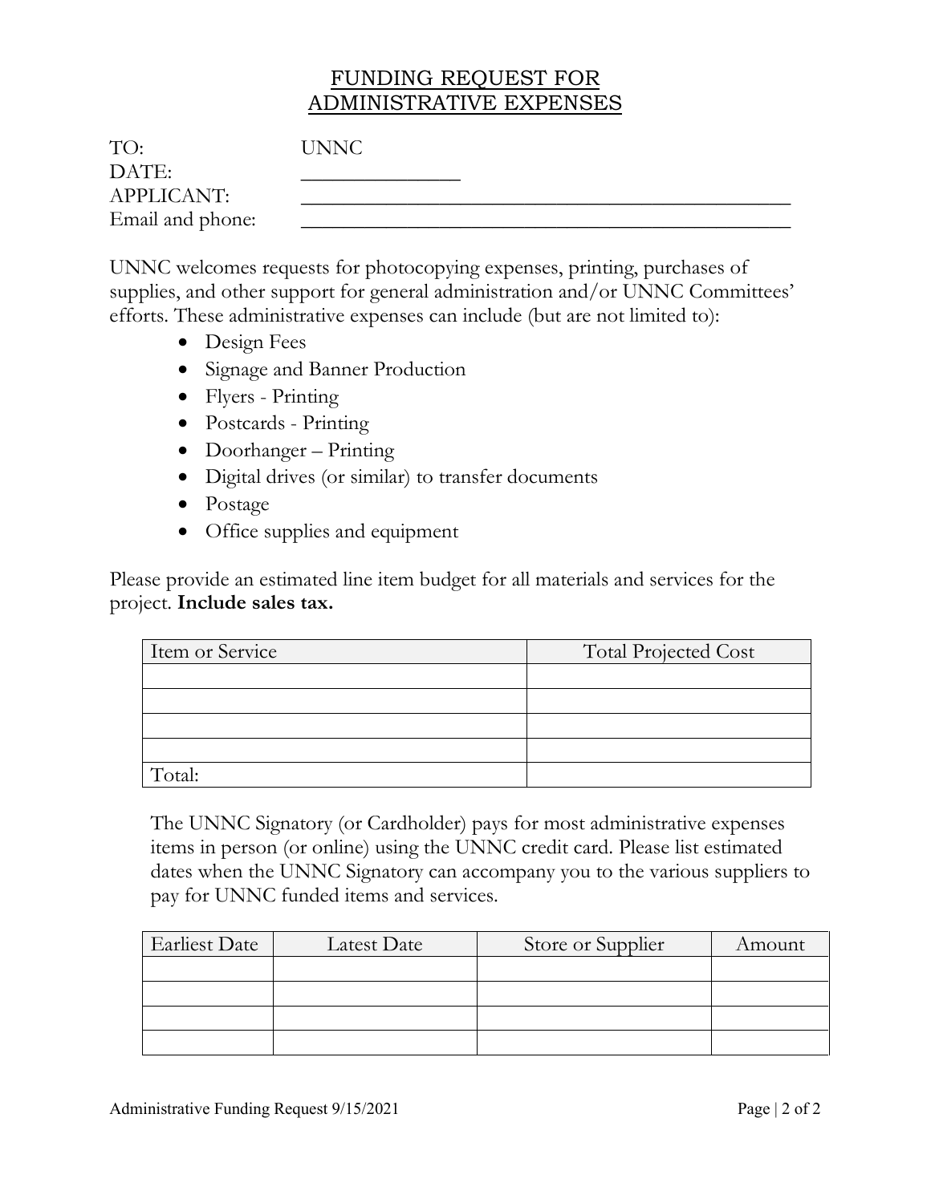# FUNDING REQUEST FOR ADMINISTRATIVE EXPENSES

TO: UNNC
DATE: _______________
APPLICANT: _______________________________________________
Email and phone: _______________________________________________

UNNC welcomes requests for photocopying expenses, printing, purchases of supplies, and other support for general administration and/or UNNC Committees' efforts. These administrative expenses can include (but are not limited to):

- Design Fees
- Signage and Banner Production
- Flyers - Printing
- Postcards - Printing
- Doorhanger – Printing
- Digital drives (or similar) to transfer documents
- Postage
- Office supplies and equipment

Please provide an estimated line item budget for all materials and services for the project. **Include sales tax.**

| Item or Service | Total Projected Cost |
|---|---|
| | |
| | |
| | |
| | |
| Total: | |

The UNNC Signatory (or Cardholder) pays for most administrative expenses items in person (or online) using the UNNC credit card. Please list estimated dates when the UNNC Signatory can accompany you to the various suppliers to pay for UNNC funded items and services.

| Earliest Date | Latest Date | Store or Supplier | Amount |
|---|---|---|---|
| | | | |
| | | | |
| | | | |
| | | | |

Administrative Funding Request 9/15/2021